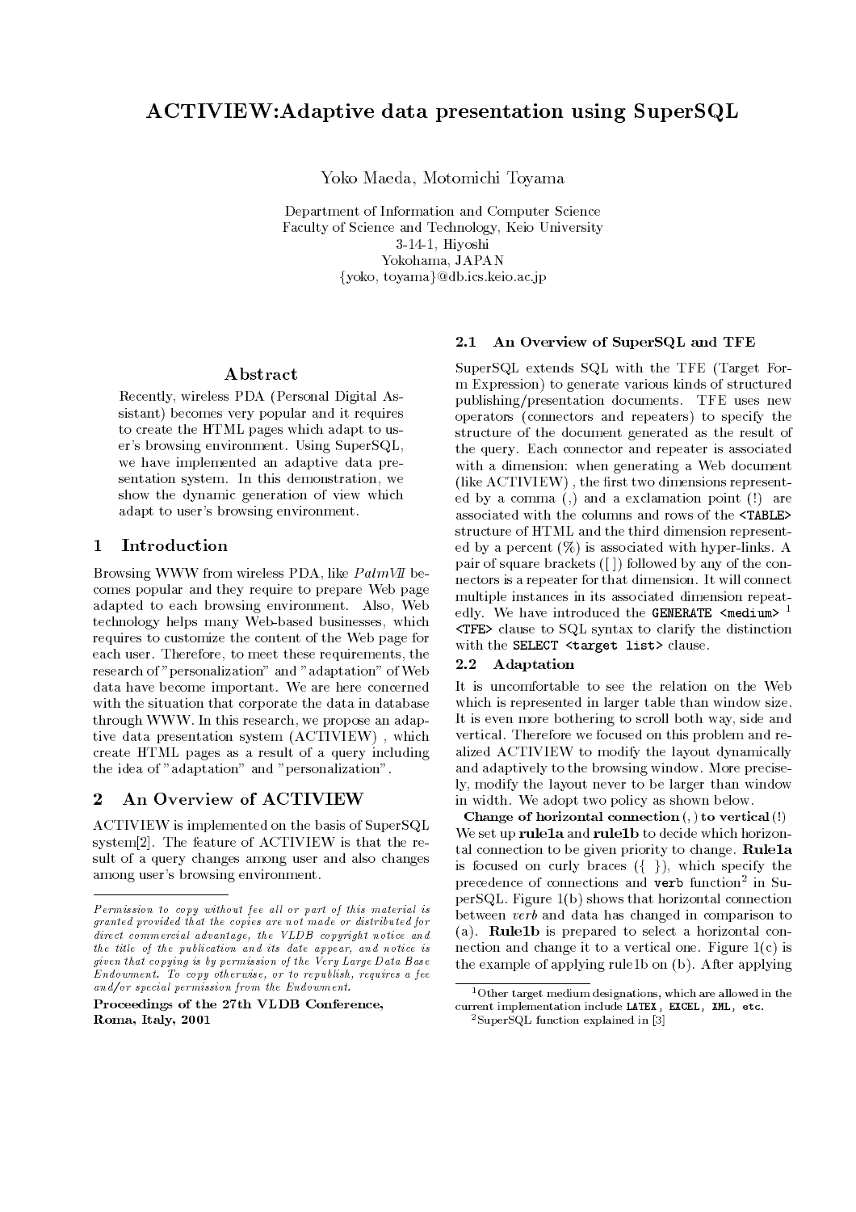# ACTIVIEW:Adaptive data presentation using SuperSQL

Yoko Maeda, Motomichi Toyama

Department of Information and Computer Science
Faculty of Science and Technology, Keio University
3-14-1, Hiyoshi
Yokohama, JAPAN
{yoko, toyama}@db.ics.keio.ac.jp

## Abstract

Recently, wireless PDA (Personal Digital Assistant) becomes very popular and it requires to create the HTML pages which adapt to user's browsing environment. Using SuperSQL, we have implemented an adaptive data presentation system. In this demonstration, we show the dynamic generation of view which adapt to user's browsing environment.

## 1 Introduction

Browsing WWW from wireless PDA, like *PalmVII* becomes popular and they require to prepare Web page adapted to each browsing environment. Also, Web technology helps many Web-based businesses, which requires to customize the content of the Web page for each user. Therefore, to meet these requirements, the research of "personalization" and "adaptation" of Web data have become important. We are here concerned with the situation that corporate the data in database through WWW. In this research, we propose an adaptive data presentation system (ACTIVIEW) , which create HTML pages as a result of a query including the idea of "adaptation" and "personalization".

## 2 An Overview of ACTIVIEW

ACTIVIEW is implemented on the basis of SuperSQL system[2]. The feature of ACTIVIEW is that the result of a query changes among user and also changes among user's browsing environment.

*Permission to copy without fee all or part of this material is granted provided that the copies are not made or distributed for direct commercial advantage, the VLDB copyright notice and the title of the publication and its date appear, and notice is given that copying is by permission of the Very Large Data Base Endowment. To copy otherwise, or to republish, requires a fee and/or special permission from the Endowment.*

**Proceedings of the 27th VLDB Conference, Roma, Italy, 2001**

### 2.1 An Overview of SuperSQL and TFE

SuperSQL extends SQL with the TFE (Target Form Expression) to generate various kinds of structured publishing/presentation documents. TFE uses new operators (connectors and repeaters) to specify the structure of the document generated as the result of the query. Each connector and repeater is associated with a dimension: when generating a Web document (like ACTIVIEW) , the first two dimensions represented by a comma (,) and a exclamation point (!) are associated with the columns and rows of the `<TABLE>` structure of HTML and the third dimension represented by a percent (%) is associated with hyper-links. A pair of square brackets ([ ]) followed by any of the connectors is a repeater for that dimension. It will connect multiple instances in its associated dimension repeatedly. We have introduced the `GENERATE <medium>` [1] `<TFE>` clause to SQL syntax to clarify the distinction with the `SELECT <target list>` clause.

### 2.2 Adaptation

It is uncomfortable to see the relation on the Web which is represented in larger table than window size. It is even more bothering to scroll both way, side and vertical. Therefore we focused on this problem and realized ACTIVIEW to modify the layout dynamically and adaptively to the browsing window. More precisely, modify the layout never to be larger than window in width. We adopt two policy as shown below.

**Change of horizontal connection (,) to vertical (!)** We set up **rule1a** and **rule1b** to decide which horizontal connection to be given priority to change. **Rule1a** is focused on curly braces ({ }), which specify the precedence of connections and `verb` function[2] in SuperSQL. Figure 1(b) shows that horizontal connection between *verb* and data has changed in comparison to (a). **Rule1b** is prepared to select a horizontal connection and change it to a vertical one. Figure 1(c) is the example of applying rule1b on (b). After applying

[1] Other target medium designations, which are allowed in the current implementation include `LATEX`, `EXCEL`, `XML`, etc.

[2] SuperSQL function explained in [3]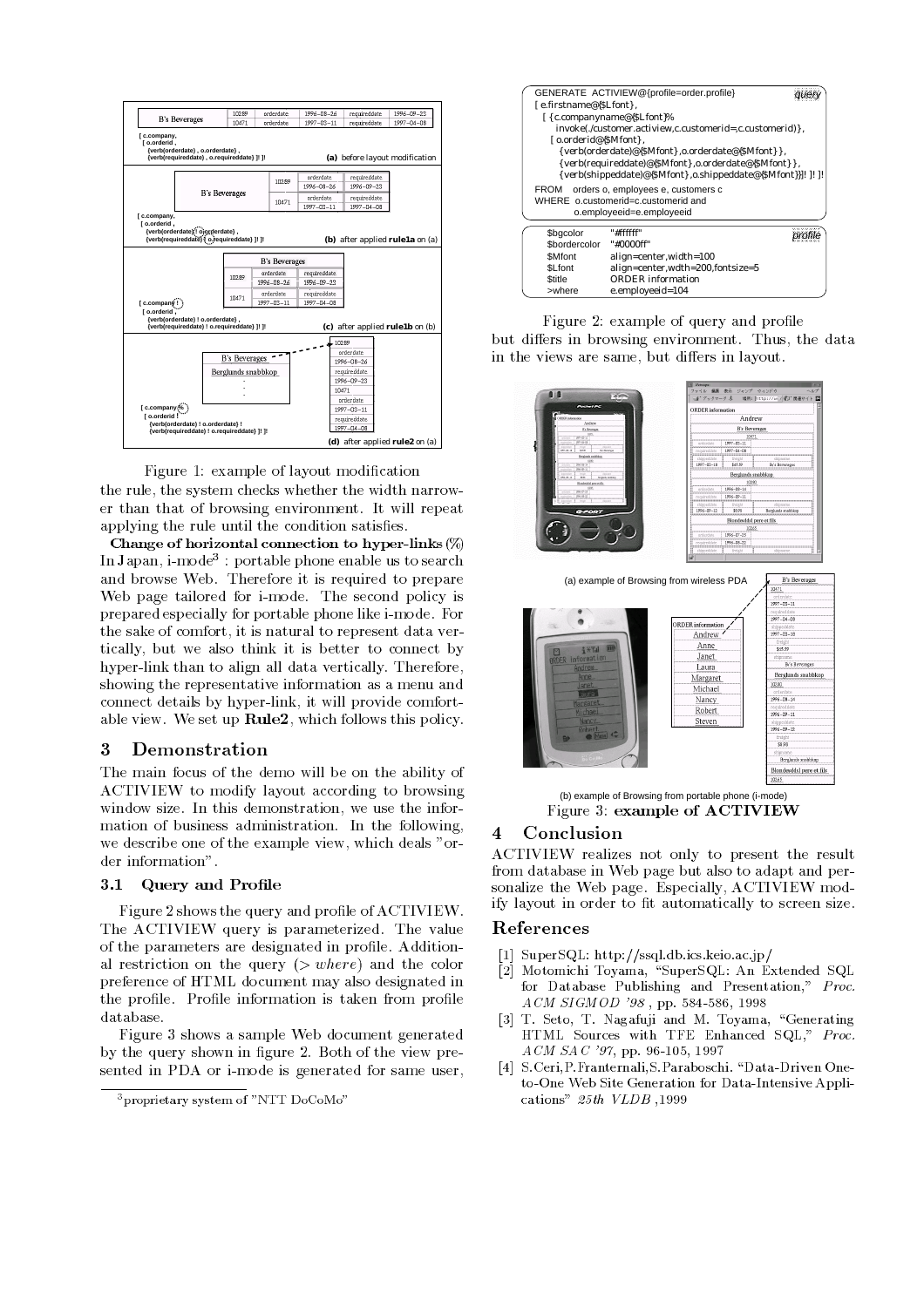Figure 1: example of layout modification

the rule, the system checks whether the width narrower than that of browsing environment. It will repeat applying the rule until the condition satisfies.

**Change of horizontal connection to hyper-links (%)** In Japan, i-mode[3] : portable phone enable us to search and browse Web. Therefore it is required to prepare Web page tailored for i-mode. The second policy is prepared especially for portable phone like i-mode. For the sake of comfort, it is natural to represent data vertically, but we also think it is better to connect by hyper-link than to align all data vertically. Therefore, showing the representative information as a menu and connect details by hyper-link, it will provide comfortable view. We set up **Rule2**, which follows this policy.

## 3 Demonstration

The main focus of the demo will be on the ability of ACTIVIEW to modify layout according to browsing window size. In this demonstration, we use the information of business administration. In the following, we describe one of the example view, which deals "order information".

### 3.1 Query and Profile

Figure 2 shows the query and profile of ACTIVIEW. The ACTIVIEW query is parameterized. The value of the parameters are designated in profile. Additional restriction on the query (> *where*) and the color preference of HTML document may also designated in the profile. Profile information is taken from profile database.

Figure 3 shows a sample Web document generated by the query shown in figure 2. Both of the view presented in PDA or i-mode is generated for same user, but differs in browsing environment. Thus, the data in the views are same, but differs in layout.

```
GENERATE ACTIVIEW@{profile=order.profile}                      query
[ e.firstname@{$Lfont},
  [ {c.companyname@{$Lfont}%
     invoke(./customer.actiview,c.customerid=,c.customerid)},
    [ o.orderid@{$Mfont},
      {verb(orderdate)@{$Mfont},o.orderdate@{$Mfont}},
      {verb(requireddate)@{$Mfont},o.orderdate@{$Mfont}},
      {verb(shippeddate)@{$Mfont},o.shippeddate@{$Mfont}}]! ]! ]!
FROM    orders o, employees e, customers c
WHERE  o.customerid=c.customerid and
       o.employeeid=e.employeeid
```

```
$bgcolor        "#ffffff"                                   profile
$bordercolor    "#0000ff"
$Mfont          align=center,width=100
$Lfont          align=center,wdth=200,fontsize=5
$title          ORDER information
>where          e.employeeid=104
```

Figure 2: example of query and profile

(a) example of Browsing from wireless PDA

(b) example of Browsing from portable phone (i-mode)

Figure 3: **example of ACTIVIEW**

## 4 Conclusion

ACTIVIEW realizes not only to present the result from database in Web page but also to adapt and personalize the Web page. Especially, ACTIVIEW modify layout in order to fit automatically to screen size.

## References

[1] SuperSQL: http://ssql.db.ics.keio.ac.jp/

[2] Motomichi Toyama, "SuperSQL: An Extended SQL for Database Publishing and Presentation," *Proc. ACM SIGMOD '98*, pp. 584-586, 1998

[3] T. Seto, T. Nagafuji and M. Toyama, "Generating HTML Sources with TFE Enhanced SQL," *Proc. ACM SAC '97*, pp. 96-105, 1997

[4] S.Ceri,P.Franternali,S.Paraboschi. "Data-Driven One-to-One Web Site Generation for Data-Intensive Applications" *25th VLDB*, 1999

[3] proprietary system of "NTT DoCoMo"